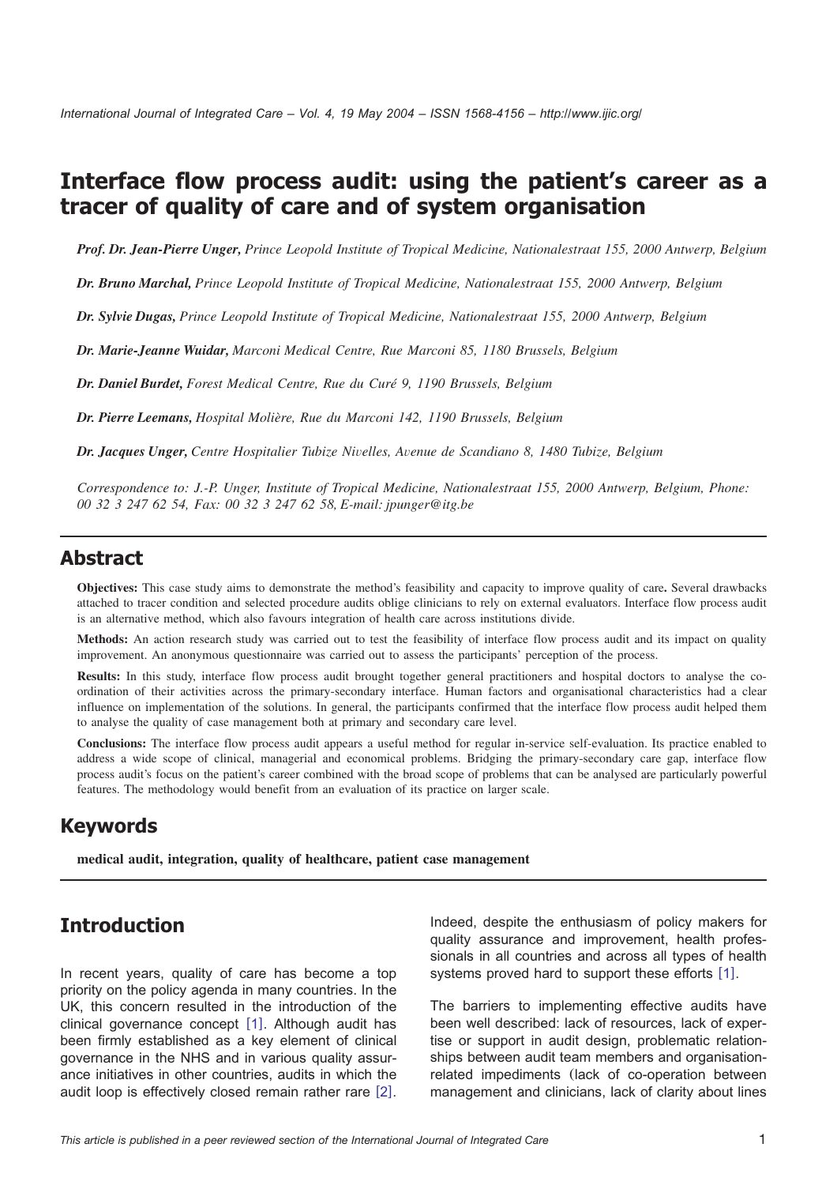# Interface flow process audit: using the patient's career as a tracer of quality of care and of system organisation

***Prof. Dr. Jean-Pierre Unger,*** *Prince Leopold Institute of Tropical Medicine, Nationalestraat 155, 2000 Antwerp, Belgium*

***Dr. Bruno Marchal,*** *Prince Leopold Institute of Tropical Medicine, Nationalestraat 155, 2000 Antwerp, Belgium*

***Dr. Sylvie Dugas,*** *Prince Leopold Institute of Tropical Medicine, Nationalestraat 155, 2000 Antwerp, Belgium*

***Dr. Marie-Jeanne Wuidar,*** *Marconi Medical Centre, Rue Marconi 85, 1180 Brussels, Belgium*

***Dr. Daniel Burdet,*** *Forest Medical Centre, Rue du Curé 9, 1190 Brussels, Belgium*

***Dr. Pierre Leemans,*** *Hospital Molière, Rue du Marconi 142, 1190 Brussels, Belgium*

***Dr. Jacques Unger,*** *Centre Hospitalier Tubize Nivelles, Avenue de Scandiano 8, 1480 Tubize, Belgium*

*Correspondence to: J.-P. Unger, Institute of Tropical Medicine, Nationalestraat 155, 2000 Antwerp, Belgium, Phone: 00 32 3 247 62 54, Fax: 00 32 3 247 62 58, E-mail: jpunger@itg.be*

## Abstract

**Objectives:** This case study aims to demonstrate the method's feasibility and capacity to improve quality of care**.** Several drawbacks attached to tracer condition and selected procedure audits oblige clinicians to rely on external evaluators. Interface flow process audit is an alternative method, which also favours integration of health care across institutions divide.

**Methods:** An action research study was carried out to test the feasibility of interface flow process audit and its impact on quality improvement. An anonymous questionnaire was carried out to assess the participants' perception of the process.

**Results:** In this study, interface flow process audit brought together general practitioners and hospital doctors to analyse the co-ordination of their activities across the primary-secondary interface. Human factors and organisational characteristics had a clear influence on implementation of the solutions. In general, the participants confirmed that the interface flow process audit helped them to analyse the quality of case management both at primary and secondary care level.

**Conclusions:** The interface flow process audit appears a useful method for regular in-service self-evaluation. Its practice enabled to address a wide scope of clinical, managerial and economical problems. Bridging the primary-secondary care gap, interface flow process audit's focus on the patient's career combined with the broad scope of problems that can be analysed are particularly powerful features. The methodology would benefit from an evaluation of its practice on larger scale.

## Keywords

**medical audit, integration, quality of healthcare, patient case management**

## Introduction

In recent years, quality of care has become a top priority on the policy agenda in many countries. In the UK, this concern resulted in the introduction of the clinical governance concept [1]. Although audit has been firmly established as a key element of clinical governance in the NHS and in various quality assurance initiatives in other countries, audits in which the audit loop is effectively closed remain rather rare [2]. Indeed, despite the enthusiasm of policy makers for quality assurance and improvement, health professionals in all countries and across all types of health systems proved hard to support these efforts [1].

The barriers to implementing effective audits have been well described: lack of resources, lack of expertise or support in audit design, problematic relationships between audit team members and organisation-related impediments (lack of co-operation between management and clinicians, lack of clarity about lines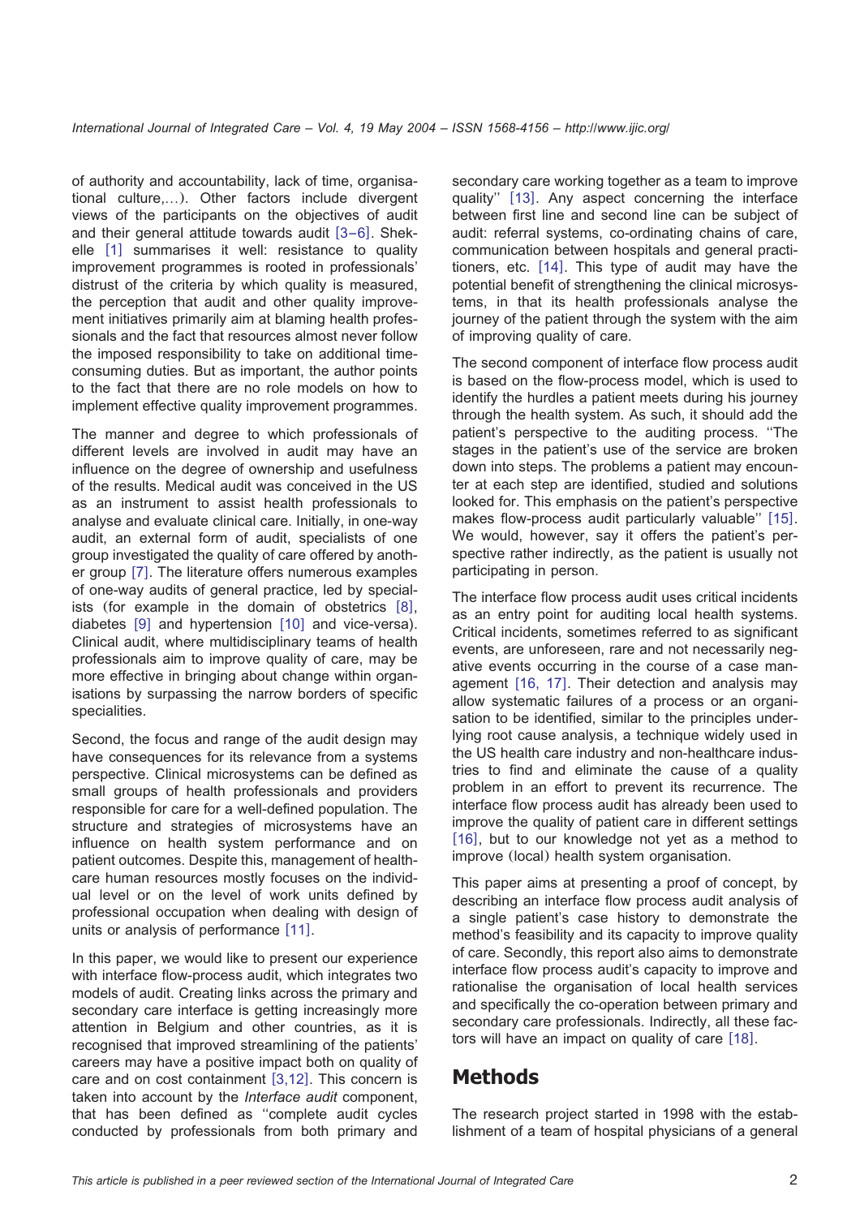of authority and accountability, lack of time, organisational culture,...). Other factors include divergent views of the participants on the objectives of audit and their general attitude towards audit [3–6]. Shekelle [1] summarises it well: resistance to quality improvement programmes is rooted in professionals' distrust of the criteria by which quality is measured, the perception that audit and other quality improvement initiatives primarily aim at blaming health professionals and the fact that resources almost never follow the imposed responsibility to take on additional time-consuming duties. But as important, the author points to the fact that there are no role models on how to implement effective quality improvement programmes.

The manner and degree to which professionals of different levels are involved in audit may have an influence on the degree of ownership and usefulness of the results. Medical audit was conceived in the US as an instrument to assist health professionals to analyse and evaluate clinical care. Initially, in one-way audit, an external form of audit, specialists of one group investigated the quality of care offered by another group [7]. The literature offers numerous examples of one-way audits of general practice, led by specialists (for example in the domain of obstetrics [8], diabetes [9] and hypertension [10] and vice-versa). Clinical audit, where multidisciplinary teams of health professionals aim to improve quality of care, may be more effective in bringing about change within organisations by surpassing the narrow borders of specific specialities.

Second, the focus and range of the audit design may have consequences for its relevance from a systems perspective. Clinical microsystems can be defined as small groups of health professionals and providers responsible for care for a well-defined population. The structure and strategies of microsystems have an influence on health system performance and on patient outcomes. Despite this, management of healthcare human resources mostly focuses on the individual level or on the level of work units defined by professional occupation when dealing with design of units or analysis of performance [11].

In this paper, we would like to present our experience with interface flow-process audit, which integrates two models of audit. Creating links across the primary and secondary care interface is getting increasingly more attention in Belgium and other countries, as it is recognised that improved streamlining of the patients' careers may have a positive impact both on quality of care and on cost containment [3,12]. This concern is taken into account by the *Interface audit* component, that has been defined as ''complete audit cycles conducted by professionals from both primary and secondary care working together as a team to improve quality'' [13]. Any aspect concerning the interface between first line and second line can be subject of audit: referral systems, co-ordinating chains of care, communication between hospitals and general practitioners, etc. [14]. This type of audit may have the potential benefit of strengthening the clinical microsystems, in that its health professionals analyse the journey of the patient through the system with the aim of improving quality of care.

The second component of interface flow process audit is based on the flow-process model, which is used to identify the hurdles a patient meets during his journey through the health system. As such, it should add the patient's perspective to the auditing process. ''The stages in the patient's use of the service are broken down into steps. The problems a patient may encounter at each step are identified, studied and solutions looked for. This emphasis on the patient's perspective makes flow-process audit particularly valuable'' [15]. We would, however, say it offers the patient's perspective rather indirectly, as the patient is usually not participating in person.

The interface flow process audit uses critical incidents as an entry point for auditing local health systems. Critical incidents, sometimes referred to as significant events, are unforeseen, rare and not necessarily negative events occurring in the course of a case management [16, 17]. Their detection and analysis may allow systematic failures of a process or an organisation to be identified, similar to the principles underlying root cause analysis, a technique widely used in the US health care industry and non-healthcare industries to find and eliminate the cause of a quality problem in an effort to prevent its recurrence. The interface flow process audit has already been used to improve the quality of patient care in different settings [16], but to our knowledge not yet as a method to improve (local) health system organisation.

This paper aims at presenting a proof of concept, by describing an interface flow process audit analysis of a single patient's case history to demonstrate the method's feasibility and its capacity to improve quality of care. Secondly, this report also aims to demonstrate interface flow process audit's capacity to improve and rationalise the organisation of local health services and specifically the co-operation between primary and secondary care professionals. Indirectly, all these factors will have an impact on quality of care [18].

## Methods

The research project started in 1998 with the establishment of a team of hospital physicians of a general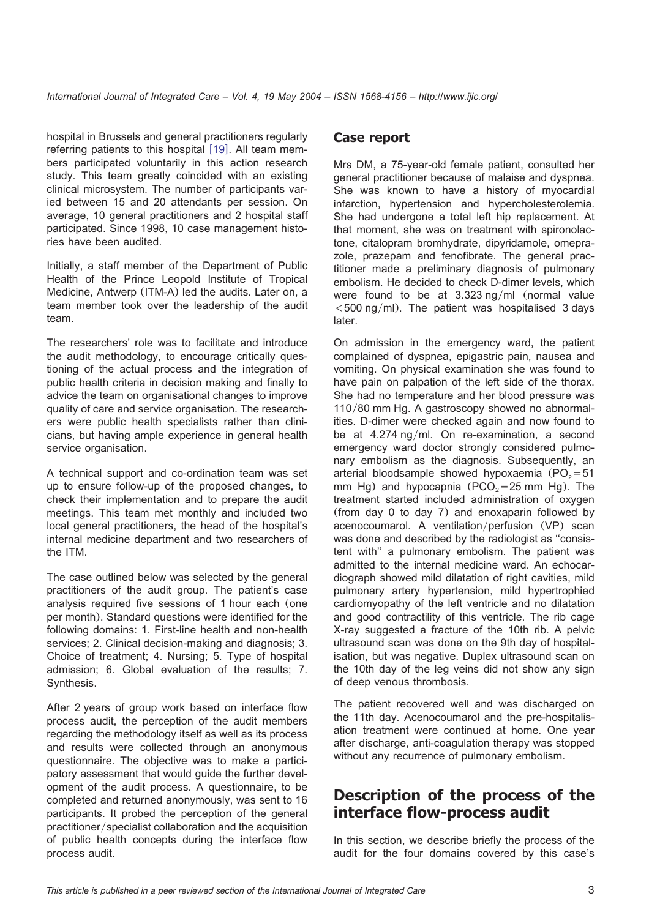hospital in Brussels and general practitioners regularly referring patients to this hospital [19]. All team members participated voluntarily in this action research study. This team greatly coincided with an existing clinical microsystem. The number of participants varied between 15 and 20 attendants per session. On average, 10 general practitioners and 2 hospital staff participated. Since 1998, 10 case management histories have been audited.

Initially, a staff member of the Department of Public Health of the Prince Leopold Institute of Tropical Medicine, Antwerp (ITM-A) led the audits. Later on, a team member took over the leadership of the audit team.

The researchers' role was to facilitate and introduce the audit methodology, to encourage critically questioning of the actual process and the integration of public health criteria in decision making and finally to advice the team on organisational changes to improve quality of care and service organisation. The researchers were public health specialists rather than clinicians, but having ample experience in general health service organisation.

A technical support and co-ordination team was set up to ensure follow-up of the proposed changes, to check their implementation and to prepare the audit meetings. This team met monthly and included two local general practitioners, the head of the hospital's internal medicine department and two researchers of the ITM.

The case outlined below was selected by the general practitioners of the audit group. The patient's case analysis required five sessions of 1 hour each (one per month). Standard questions were identified for the following domains: 1. First-line health and non-health services; 2. Clinical decision-making and diagnosis; 3. Choice of treatment; 4. Nursing; 5. Type of hospital admission; 6. Global evaluation of the results; 7. Synthesis.

After 2 years of group work based on interface flow process audit, the perception of the audit members regarding the methodology itself as well as its process and results were collected through an anonymous questionnaire. The objective was to make a participatory assessment that would guide the further development of the audit process. A questionnaire, to be completed and returned anonymously, was sent to 16 participants. It probed the perception of the general practitioner/specialist collaboration and the acquisition of public health concepts during the interface flow process audit.

## Case report

Mrs DM, a 75-year-old female patient, consulted her general practitioner because of malaise and dyspnea. She was known to have a history of myocardial infarction, hypertension and hypercholesterolemia. She had undergone a total left hip replacement. At that moment, she was on treatment with spironolactone, citalopram bromhydrate, dipyridamole, omeprazole, prazepam and fenofibrate. The general practitioner made a preliminary diagnosis of pulmonary embolism. He decided to check D-dimer levels, which were found to be at 3.323 ng/ml (normal value <500 ng/ml). The patient was hospitalised 3 days later.

On admission in the emergency ward, the patient complained of dyspnea, epigastric pain, nausea and vomiting. On physical examination she was found to have pain on palpation of the left side of the thorax. She had no temperature and her blood pressure was 110/80 mm Hg. A gastroscopy showed no abnormalities. D-dimer were checked again and now found to be at 4.274 ng/ml. On re-examination, a second emergency ward doctor strongly considered pulmonary embolism as the diagnosis. Subsequently, an arterial bloodsample showed hypoxaemia ($PO_2$=51 mm Hg) and hypocapnia ($PCO_2$=25 mm Hg). The treatment started included administration of oxygen (from day 0 to day 7) and enoxaparin followed by acenocoumarol. A ventilation/perfusion (VP) scan was done and described by the radiologist as ''consistent with'' a pulmonary embolism. The patient was admitted to the internal medicine ward. An echocardiograph showed mild dilatation of right cavities, mild pulmonary artery hypertension, mild hypertrophied cardiomyopathy of the left ventricle and no dilatation and good contractility of this ventricle. The rib cage X-ray suggested a fracture of the 10th rib. A pelvic ultrasound scan was done on the 9th day of hospitalisation, but was negative. Duplex ultrasound scan on the 10th day of the leg veins did not show any sign of deep venous thrombosis.

The patient recovered well and was discharged on the 11th day. Acenocoumarol and the pre-hospitalisation treatment were continued at home. One year after discharge, anti-coagulation therapy was stopped without any recurrence of pulmonary embolism.

# Description of the process of the interface flow-process audit

In this section, we describe briefly the process of the audit for the four domains covered by this case's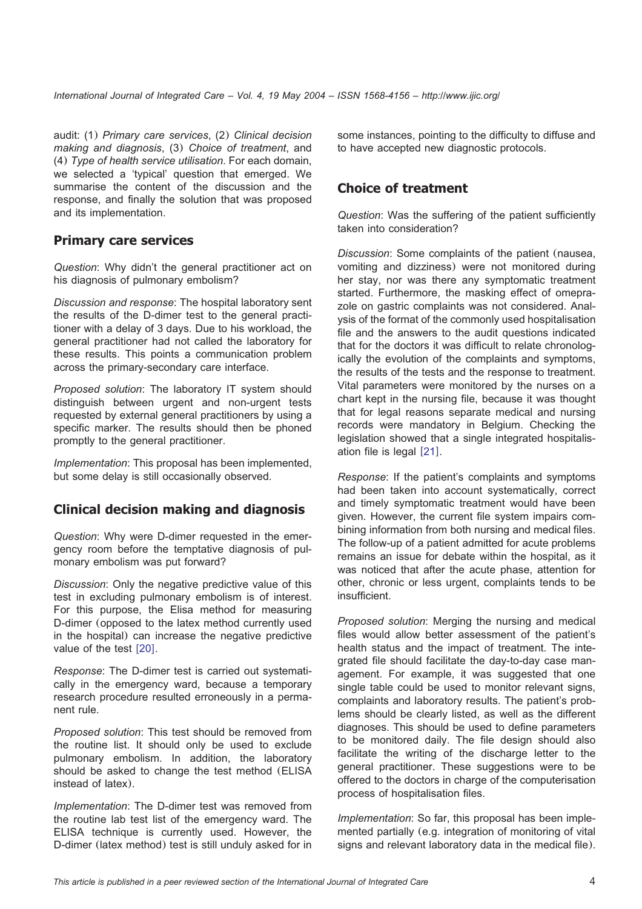audit: (1) *Primary care services*, (2) *Clinical decision making and diagnosis*, (3) *Choice of treatment*, and (4) *Type of health service utilisation*. For each domain, we selected a 'typical' question that emerged. We summarise the content of the discussion and the response, and finally the solution that was proposed and its implementation.

## Primary care services

*Question*: Why didn't the general practitioner act on his diagnosis of pulmonary embolism?

*Discussion and response*: The hospital laboratory sent the results of the D-dimer test to the general practitioner with a delay of 3 days. Due to his workload, the general practitioner had not called the laboratory for these results. This points a communication problem across the primary-secondary care interface.

*Proposed solution*: The laboratory IT system should distinguish between urgent and non-urgent tests requested by external general practitioners by using a specific marker. The results should then be phoned promptly to the general practitioner.

*Implementation*: This proposal has been implemented, but some delay is still occasionally observed.

## Clinical decision making and diagnosis

*Question*: Why were D-dimer requested in the emergency room before the temptative diagnosis of pulmonary embolism was put forward?

*Discussion*: Only the negative predictive value of this test in excluding pulmonary embolism is of interest. For this purpose, the Elisa method for measuring D-dimer (opposed to the latex method currently used in the hospital) can increase the negative predictive value of the test [20].

*Response*: The D-dimer test is carried out systematically in the emergency ward, because a temporary research procedure resulted erroneously in a permanent rule.

*Proposed solution*: This test should be removed from the routine list. It should only be used to exclude pulmonary embolism. In addition, the laboratory should be asked to change the test method (ELISA instead of latex).

*Implementation*: The D-dimer test was removed from the routine lab test list of the emergency ward. The ELISA technique is currently used. However, the D-dimer (latex method) test is still unduly asked for in some instances, pointing to the difficulty to diffuse and to have accepted new diagnostic protocols.

## Choice of treatment

*Question*: Was the suffering of the patient sufficiently taken into consideration?

*Discussion*: Some complaints of the patient (nausea, vomiting and dizziness) were not monitored during her stay, nor was there any symptomatic treatment started. Furthermore, the masking effect of omeprazole on gastric complaints was not considered. Analysis of the format of the commonly used hospitalisation file and the answers to the audit questions indicated that for the doctors it was difficult to relate chronologically the evolution of the complaints and symptoms, the results of the tests and the response to treatment. Vital parameters were monitored by the nurses on a chart kept in the nursing file, because it was thought that for legal reasons separate medical and nursing records were mandatory in Belgium. Checking the legislation showed that a single integrated hospitalisation file is legal [21].

*Response*: If the patient's complaints and symptoms had been taken into account systematically, correct and timely symptomatic treatment would have been given. However, the current file system impairs combining information from both nursing and medical files. The follow-up of a patient admitted for acute problems remains an issue for debate within the hospital, as it was noticed that after the acute phase, attention for other, chronic or less urgent, complaints tends to be insufficient.

*Proposed solution*: Merging the nursing and medical files would allow better assessment of the patient's health status and the impact of treatment. The integrated file should facilitate the day-to-day case management. For example, it was suggested that one single table could be used to monitor relevant signs, complaints and laboratory results. The patient's problems should be clearly listed, as well as the different diagnoses. This should be used to define parameters to be monitored daily. The file design should also facilitate the writing of the discharge letter to the general practitioner. These suggestions were to be offered to the doctors in charge of the computerisation process of hospitalisation files.

*Implementation*: So far, this proposal has been implemented partially (e.g. integration of monitoring of vital signs and relevant laboratory data in the medical file).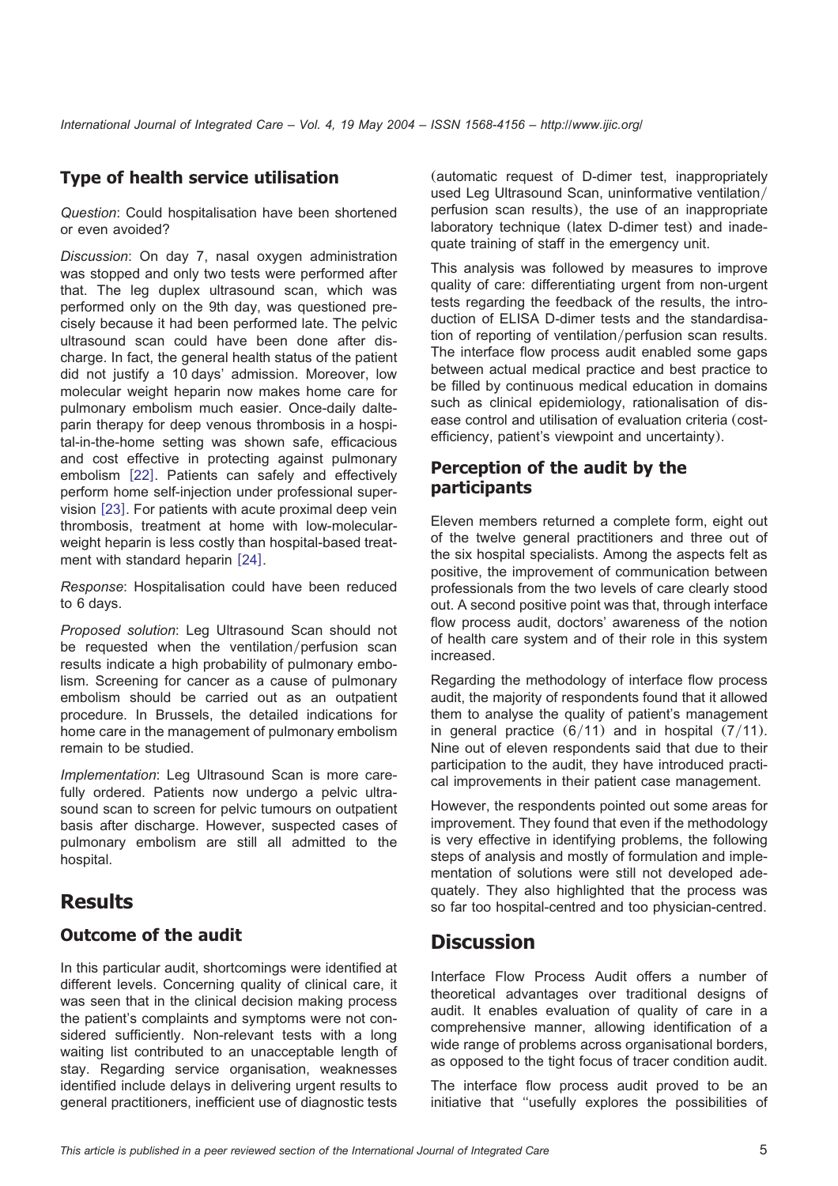### Type of health service utilisation

*Question*: Could hospitalisation have been shortened or even avoided?

*Discussion*: On day 7, nasal oxygen administration was stopped and only two tests were performed after that. The leg duplex ultrasound scan, which was performed only on the 9th day, was questioned precisely because it had been performed late. The pelvic ultrasound scan could have been done after discharge. In fact, the general health status of the patient did not justify a 10 days' admission. Moreover, low molecular weight heparin now makes home care for pulmonary embolism much easier. Once-daily dalteparin therapy for deep venous thrombosis in a hospital-in-the-home setting was shown safe, efficacious and cost effective in protecting against pulmonary embolism [22]. Patients can safely and effectively perform home self-injection under professional supervision [23]. For patients with acute proximal deep vein thrombosis, treatment at home with low-molecular-weight heparin is less costly than hospital-based treatment with standard heparin [24].

*Response*: Hospitalisation could have been reduced to 6 days.

*Proposed solution*: Leg Ultrasound Scan should not be requested when the ventilation/perfusion scan results indicate a high probability of pulmonary embolism. Screening for cancer as a cause of pulmonary embolism should be carried out as an outpatient procedure. In Brussels, the detailed indications for home care in the management of pulmonary embolism remain to be studied.

*Implementation*: Leg Ultrasound Scan is more carefully ordered. Patients now undergo a pelvic ultrasound scan to screen for pelvic tumours on outpatient basis after discharge. However, suspected cases of pulmonary embolism are still all admitted to the hospital.

## Results

### Outcome of the audit

In this particular audit, shortcomings were identified at different levels. Concerning quality of clinical care, it was seen that in the clinical decision making process the patient's complaints and symptoms were not considered sufficiently. Non-relevant tests with a long waiting list contributed to an unacceptable length of stay. Regarding service organisation, weaknesses identified include delays in delivering urgent results to general practitioners, inefficient use of diagnostic tests (automatic request of D-dimer test, inappropriately used Leg Ultrasound Scan, uninformative ventilation/perfusion scan results), the use of an inappropriate laboratory technique (latex D-dimer test) and inadequate training of staff in the emergency unit.

This analysis was followed by measures to improve quality of care: differentiating urgent from non-urgent tests regarding the feedback of the results, the introduction of ELISA D-dimer tests and the standardisation of reporting of ventilation/perfusion scan results. The interface flow process audit enabled some gaps between actual medical practice and best practice to be filled by continuous medical education in domains such as clinical epidemiology, rationalisation of disease control and utilisation of evaluation criteria (cost-efficiency, patient's viewpoint and uncertainty).

### Perception of the audit by the participants

Eleven members returned a complete form, eight out of the twelve general practitioners and three out of the six hospital specialists. Among the aspects felt as positive, the improvement of communication between professionals from the two levels of care clearly stood out. A second positive point was that, through interface flow process audit, doctors' awareness of the notion of health care system and of their role in this system increased.

Regarding the methodology of interface flow process audit, the majority of respondents found that it allowed them to analyse the quality of patient's management in general practice (6/11) and in hospital (7/11). Nine out of eleven respondents said that due to their participation to the audit, they have introduced practical improvements in their patient case management.

However, the respondents pointed out some areas for improvement. They found that even if the methodology is very effective in identifying problems, the following steps of analysis and mostly of formulation and implementation of solutions were still not developed adequately. They also highlighted that the process was so far too hospital-centred and too physician-centred.

## Discussion

Interface Flow Process Audit offers a number of theoretical advantages over traditional designs of audit. It enables evaluation of quality of care in a comprehensive manner, allowing identification of a wide range of problems across organisational borders, as opposed to the tight focus of tracer condition audit.

The interface flow process audit proved to be an initiative that ''usefully explores the possibilities of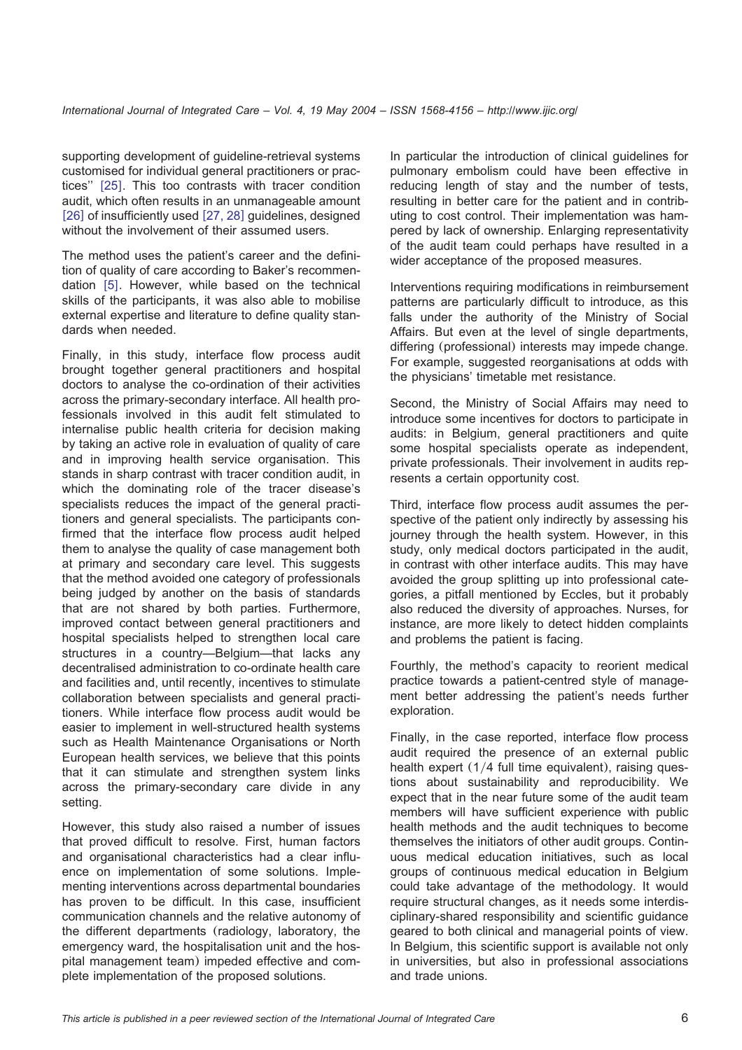supporting development of guideline-retrieval systems customised for individual general practitioners or practices'' [25]. This too contrasts with tracer condition audit, which often results in an unmanageable amount [26] of insufficiently used [27, 28] guidelines, designed without the involvement of their assumed users.

The method uses the patient's career and the definition of quality of care according to Baker's recommendation [5]. However, while based on the technical skills of the participants, it was also able to mobilise external expertise and literature to define quality standards when needed.

Finally, in this study, interface flow process audit brought together general practitioners and hospital doctors to analyse the co-ordination of their activities across the primary-secondary interface. All health professionals involved in this audit felt stimulated to internalise public health criteria for decision making by taking an active role in evaluation of quality of care and in improving health service organisation. This stands in sharp contrast with tracer condition audit, in which the dominating role of the tracer disease's specialists reduces the impact of the general practitioners and general specialists. The participants confirmed that the interface flow process audit helped them to analyse the quality of case management both at primary and secondary care level. This suggests that the method avoided one category of professionals being judged by another on the basis of standards that are not shared by both parties. Furthermore, improved contact between general practitioners and hospital specialists helped to strengthen local care structures in a country—Belgium—that lacks any decentralised administration to co-ordinate health care and facilities and, until recently, incentives to stimulate collaboration between specialists and general practitioners. While interface flow process audit would be easier to implement in well-structured health systems such as Health Maintenance Organisations or North European health services, we believe that this points that it can stimulate and strengthen system links across the primary-secondary care divide in any setting.

However, this study also raised a number of issues that proved difficult to resolve. First, human factors and organisational characteristics had a clear influence on implementation of some solutions. Implementing interventions across departmental boundaries has proven to be difficult. In this case, insufficient communication channels and the relative autonomy of the different departments (radiology, laboratory, the emergency ward, the hospitalisation unit and the hospital management team) impeded effective and complete implementation of the proposed solutions.

In particular the introduction of clinical guidelines for pulmonary embolism could have been effective in reducing length of stay and the number of tests, resulting in better care for the patient and in contributing to cost control. Their implementation was hampered by lack of ownership. Enlarging representativity of the audit team could perhaps have resulted in a wider acceptance of the proposed measures.

Interventions requiring modifications in reimbursement patterns are particularly difficult to introduce, as this falls under the authority of the Ministry of Social Affairs. But even at the level of single departments, differing (professional) interests may impede change. For example, suggested reorganisations at odds with the physicians' timetable met resistance.

Second, the Ministry of Social Affairs may need to introduce some incentives for doctors to participate in audits: in Belgium, general practitioners and quite some hospital specialists operate as independent, private professionals. Their involvement in audits represents a certain opportunity cost.

Third, interface flow process audit assumes the perspective of the patient only indirectly by assessing his journey through the health system. However, in this study, only medical doctors participated in the audit, in contrast with other interface audits. This may have avoided the group splitting up into professional categories, a pitfall mentioned by Eccles, but it probably also reduced the diversity of approaches. Nurses, for instance, are more likely to detect hidden complaints and problems the patient is facing.

Fourthly, the method's capacity to reorient medical practice towards a patient-centred style of management better addressing the patient's needs further exploration.

Finally, in the case reported, interface flow process audit required the presence of an external public health expert (1/4 full time equivalent), raising questions about sustainability and reproducibility. We expect that in the near future some of the audit team members will have sufficient experience with public health methods and the audit techniques to become themselves the initiators of other audit groups. Continuous medical education initiatives, such as local groups of continuous medical education in Belgium could take advantage of the methodology. It would require structural changes, as it needs some interdisciplinary-shared responsibility and scientific guidance geared to both clinical and managerial points of view. In Belgium, this scientific support is available not only in universities, but also in professional associations and trade unions.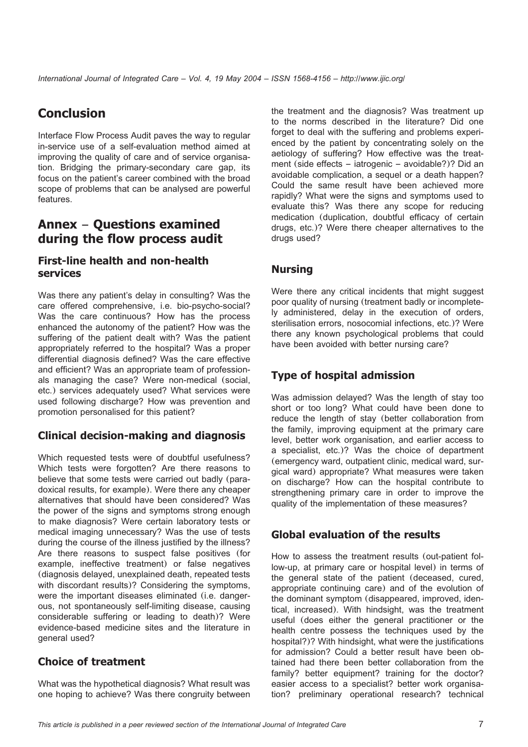## Conclusion

Interface Flow Process Audit paves the way to regular in-service use of a self-evaluation method aimed at improving the quality of care and of service organisation. Bridging the primary-secondary care gap, its focus on the patient's career combined with the broad scope of problems that can be analysed are powerful features.

## Annex – Questions examined during the flow process audit

### First-line health and non-health services

Was there any patient's delay in consulting? Was the care offered comprehensive, i.e. bio-psycho-social? Was the care continuous? How has the process enhanced the autonomy of the patient? How was the suffering of the patient dealt with? Was the patient appropriately referred to the hospital? Was a proper differential diagnosis defined? Was the care effective and efficient? Was an appropriate team of professionals managing the case? Were non-medical (social, etc.) services adequately used? What services were used following discharge? How was prevention and promotion personalised for this patient?

### Clinical decision-making and diagnosis

Which requested tests were of doubtful usefulness? Which tests were forgotten? Are there reasons to believe that some tests were carried out badly (paradoxical results, for example). Were there any cheaper alternatives that should have been considered? Was the power of the signs and symptoms strong enough to make diagnosis? Were certain laboratory tests or medical imaging unnecessary? Was the use of tests during the course of the illness justified by the illness? Are there reasons to suspect false positives (for example, ineffective treatment) or false negatives (diagnosis delayed, unexplained death, repeated tests with discordant results)? Considering the symptoms, were the important diseases eliminated (i.e. dangerous, not spontaneously self-limiting disease, causing considerable suffering or leading to death)? Were evidence-based medicine sites and the literature in general used?

### Choice of treatment

What was the hypothetical diagnosis? What result was one hoping to achieve? Was there congruity between the treatment and the diagnosis? Was treatment up to the norms described in the literature? Did one forget to deal with the suffering and problems experienced by the patient by concentrating solely on the aetiology of suffering? How effective was the treatment (side effects – iatrogenic – avoidable?)? Did an avoidable complication, a sequel or a death happen? Could the same result have been achieved more rapidly? What were the signs and symptoms used to evaluate this? Was there any scope for reducing medication (duplication, doubtful efficacy of certain drugs, etc.)? Were there cheaper alternatives to the drugs used?

### Nursing

Were there any critical incidents that might suggest poor quality of nursing (treatment badly or incompletely administered, delay in the execution of orders, sterilisation errors, nosocomial infections, etc.)? Were there any known psychological problems that could have been avoided with better nursing care?

### Type of hospital admission

Was admission delayed? Was the length of stay too short or too long? What could have been done to reduce the length of stay (better collaboration from the family, improving equipment at the primary care level, better work organisation, and earlier access to a specialist, etc.)? Was the choice of department (emergency ward, outpatient clinic, medical ward, surgical ward) appropriate? What measures were taken on discharge? How can the hospital contribute to strengthening primary care in order to improve the quality of the implementation of these measures?

### Global evaluation of the results

How to assess the treatment results (out-patient follow-up, at primary care or hospital level) in terms of the general state of the patient (deceased, cured, appropriate continuing care) and of the evolution of the dominant symptom (disappeared, improved, identical, increased). With hindsight, was the treatment useful (does either the general practitioner or the health centre possess the techniques used by the hospital?)? With hindsight, what were the justifications for admission? Could a better result have been obtained had there been better collaboration from the family? better equipment? training for the doctor? easier access to a specialist? better work organisation? preliminary operational research? technical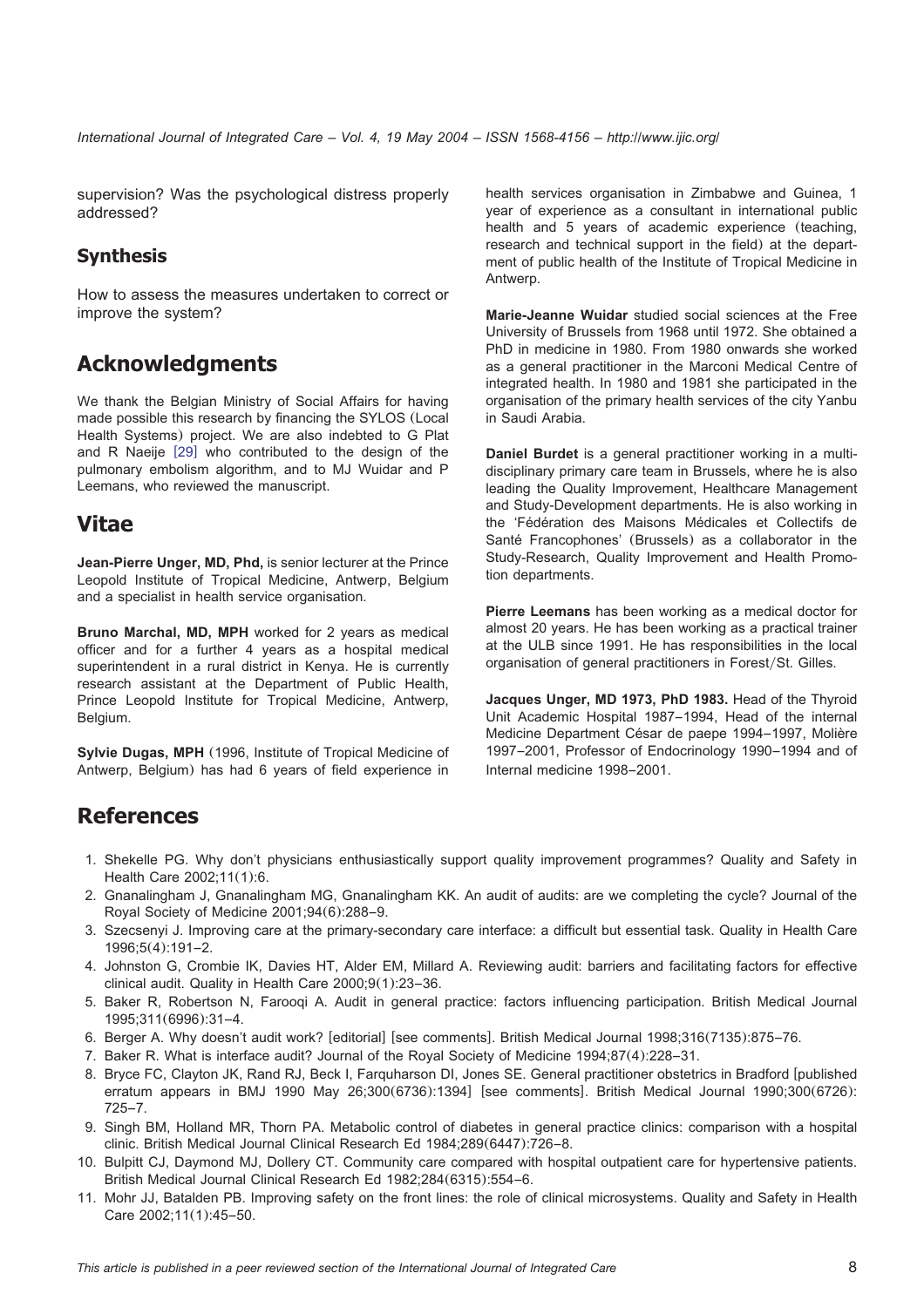supervision? Was the psychological distress properly addressed?

### Synthesis

How to assess the measures undertaken to correct or improve the system?

## Acknowledgments

We thank the Belgian Ministry of Social Affairs for having made possible this research by financing the SYLOS (Local Health Systems) project. We are also indebted to G Plat and R Naeije [29] who contributed to the design of the pulmonary embolism algorithm, and to MJ Wuidar and P Leemans, who reviewed the manuscript.

## Vitae

**Jean-Pierre Unger, MD, Phd,** is senior lecturer at the Prince Leopold Institute of Tropical Medicine, Antwerp, Belgium and a specialist in health service organisation.

**Bruno Marchal, MD, MPH** worked for 2 years as medical officer and for a further 4 years as a hospital medical superintendent in a rural district in Kenya. He is currently research assistant at the Department of Public Health, Prince Leopold Institute for Tropical Medicine, Antwerp, Belgium.

**Sylvie Dugas, MPH** (1996, Institute of Tropical Medicine of Antwerp, Belgium) has had 6 years of field experience in health services organisation in Zimbabwe and Guinea, 1 year of experience as a consultant in international public health and 5 years of academic experience (teaching, research and technical support in the field) at the department of public health of the Institute of Tropical Medicine in Antwerp.

**Marie-Jeanne Wuidar** studied social sciences at the Free University of Brussels from 1968 until 1972. She obtained a PhD in medicine in 1980. From 1980 onwards she worked as a general practitioner in the Marconi Medical Centre of integrated health. In 1980 and 1981 she participated in the organisation of the primary health services of the city Yanbu in Saudi Arabia.

**Daniel Burdet** is a general practitioner working in a multidisciplinary primary care team in Brussels, where he is also leading the Quality Improvement, Healthcare Management and Study-Development departments. He is also working in the 'Fédération des Maisons Médicales et Collectifs de Santé Francophones' (Brussels) as a collaborator in the Study-Research, Quality Improvement and Health Promotion departments.

**Pierre Leemans** has been working as a medical doctor for almost 20 years. He has been working as a practical trainer at the ULB since 1991. He has responsibilities in the local organisation of general practitioners in Forest/St. Gilles.

**Jacques Unger, MD 1973, PhD 1983.** Head of the Thyroid Unit Academic Hospital 1987–1994, Head of the internal Medicine Department César de paepe 1994–1997, Molière 1997–2001, Professor of Endocrinology 1990–1994 and of Internal medicine 1998–2001.

## References

1. Shekelle PG. Why don't physicians enthusiastically support quality improvement programmes? Quality and Safety in Health Care 2002;11(1):6.
2. Gnanalingham J, Gnanalingham MG, Gnanalingham KK. An audit of audits: are we completing the cycle? Journal of the Royal Society of Medicine 2001;94(6):288–9.
3. Szecsenyi J. Improving care at the primary-secondary care interface: a difficult but essential task. Quality in Health Care 1996;5(4):191–2.
4. Johnston G, Crombie IK, Davies HT, Alder EM, Millard A. Reviewing audit: barriers and facilitating factors for effective clinical audit. Quality in Health Care 2000;9(1):23–36.
5. Baker R, Robertson N, Farooqi A. Audit in general practice: factors influencing participation. British Medical Journal 1995;311(6996):31–4.
6. Berger A. Why doesn't audit work? [editorial] [see comments]. British Medical Journal 1998;316(7135):875–76.
7. Baker R. What is interface audit? Journal of the Royal Society of Medicine 1994;87(4):228–31.
8. Bryce FC, Clayton JK, Rand RJ, Beck I, Farquharson DI, Jones SE. General practitioner obstetrics in Bradford [published erratum appears in BMJ 1990 May 26;300(6736):1394] [see comments]. British Medical Journal 1990;300(6726):725–7.
9. Singh BM, Holland MR, Thorn PA. Metabolic control of diabetes in general practice clinics: comparison with a hospital clinic. British Medical Journal Clinical Research Ed 1984;289(6447):726–8.
10. Bulpitt CJ, Daymond MJ, Dollery CT. Community care compared with hospital outpatient care for hypertensive patients. British Medical Journal Clinical Research Ed 1982;284(6315):554–6.
11. Mohr JJ, Batalden PB. Improving safety on the front lines: the role of clinical microsystems. Quality and Safety in Health Care 2002;11(1):45–50.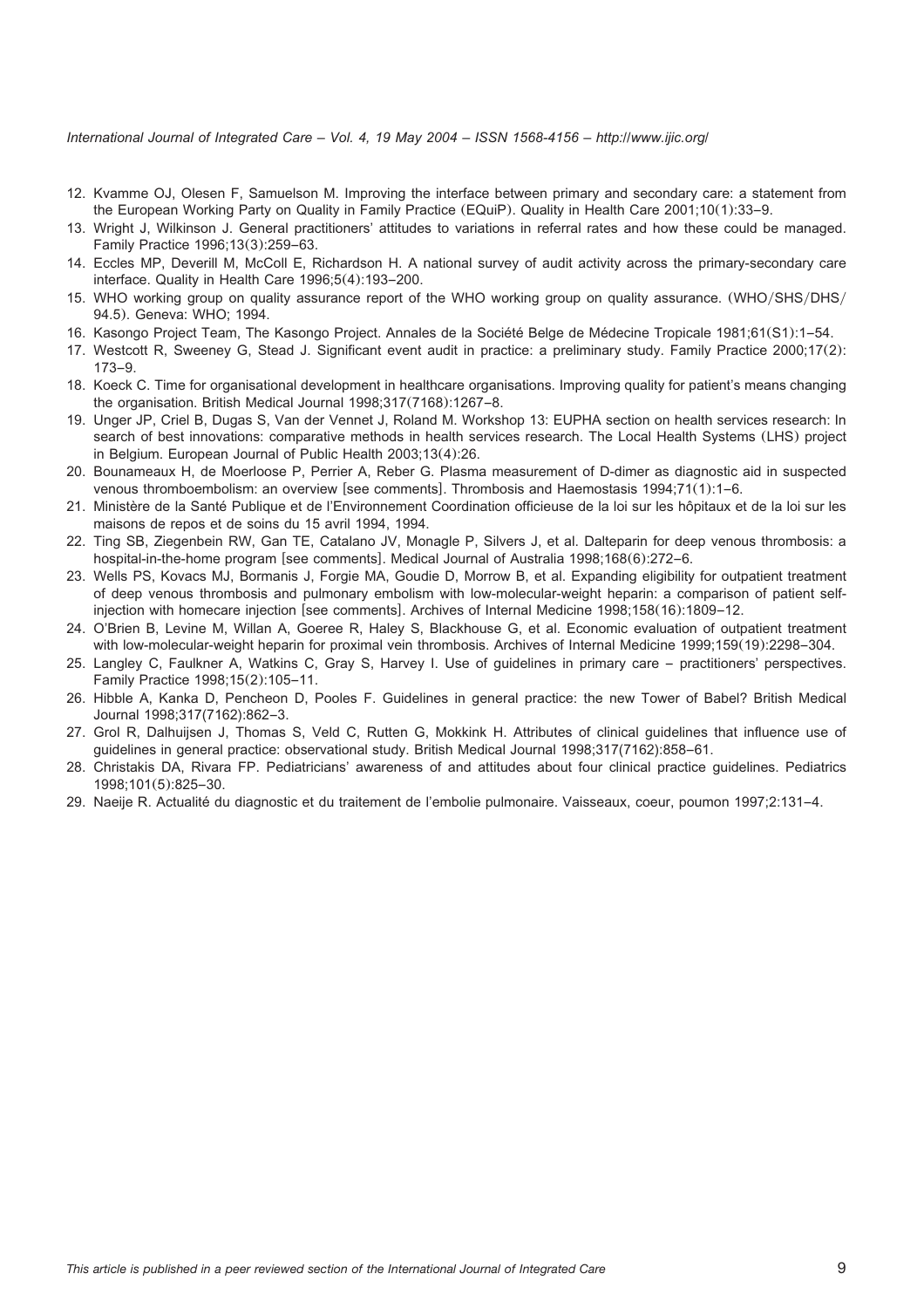12. Kvamme OJ, Olesen F, Samuelson M. Improving the interface between primary and secondary care: a statement from the European Working Party on Quality in Family Practice (EQuiP). Quality in Health Care 2001;10(1):33–9.
13. Wright J, Wilkinson J. General practitioners' attitudes to variations in referral rates and how these could be managed. Family Practice 1996;13(3):259–63.
14. Eccles MP, Deverill M, McColl E, Richardson H. A national survey of audit activity across the primary-secondary care interface. Quality in Health Care 1996;5(4):193–200.
15. WHO working group on quality assurance report of the WHO working group on quality assurance. (WHO/SHS/DHS/94.5). Geneva: WHO; 1994.
16. Kasongo Project Team, The Kasongo Project. Annales de la Société Belge de Médecine Tropicale 1981;61(S1):1–54.
17. Westcott R, Sweeney G, Stead J. Significant event audit in practice: a preliminary study. Family Practice 2000;17(2): 173–9.
18. Koeck C. Time for organisational development in healthcare organisations. Improving quality for patient's means changing the organisation. British Medical Journal 1998;317(7168):1267–8.
19. Unger JP, Criel B, Dugas S, Van der Vennet J, Roland M. Workshop 13: EUPHA section on health services research: In search of best innovations: comparative methods in health services research. The Local Health Systems (LHS) project in Belgium. European Journal of Public Health 2003;13(4):26.
20. Bounameaux H, de Moerloose P, Perrier A, Reber G. Plasma measurement of D-dimer as diagnostic aid in suspected venous thromboembolism: an overview [see comments]. Thrombosis and Haemostasis 1994;71(1):1–6.
21. Ministère de la Santé Publique et de l'Environnement Coordination officieuse de la loi sur les hôpitaux et de la loi sur les maisons de repos et de soins du 15 avril 1994, 1994.
22. Ting SB, Ziegenbein RW, Gan TE, Catalano JV, Monagle P, Silvers J, et al. Dalteparin for deep venous thrombosis: a hospital-in-the-home program [see comments]. Medical Journal of Australia 1998;168(6):272–6.
23. Wells PS, Kovacs MJ, Bormanis J, Forgie MA, Goudie D, Morrow B, et al. Expanding eligibility for outpatient treatment of deep venous thrombosis and pulmonary embolism with low-molecular-weight heparin: a comparison of patient self-injection with homecare injection [see comments]. Archives of Internal Medicine 1998;158(16):1809–12.
24. O'Brien B, Levine M, Willan A, Goeree R, Haley S, Blackhouse G, et al. Economic evaluation of outpatient treatment with low-molecular-weight heparin for proximal vein thrombosis. Archives of Internal Medicine 1999;159(19):2298–304.
25. Langley C, Faulkner A, Watkins C, Gray S, Harvey I. Use of guidelines in primary care – practitioners' perspectives. Family Practice 1998;15(2):105–11.
26. Hibble A, Kanka D, Pencheon D, Pooles F. Guidelines in general practice: the new Tower of Babel? British Medical Journal 1998;317(7162):862–3.
27. Grol R, Dalhuijsen J, Thomas S, Veld C, Rutten G, Mokkink H. Attributes of clinical guidelines that influence use of guidelines in general practice: observational study. British Medical Journal 1998;317(7162):858–61.
28. Christakis DA, Rivara FP. Pediatricians' awareness of and attitudes about four clinical practice guidelines. Pediatrics 1998;101(5):825–30.
29. Naeije R. Actualité du diagnostic et du traitement de l'embolie pulmonaire. Vaisseaux, coeur, poumon 1997;2:131–4.